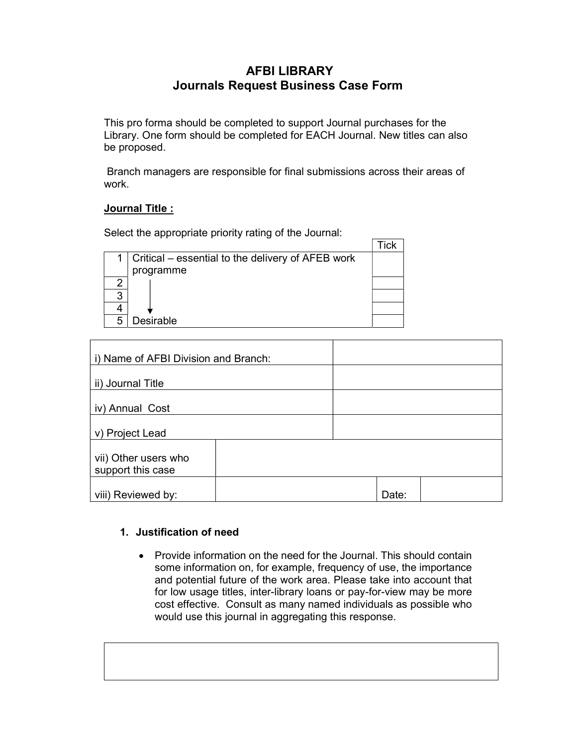# AFBI LIBRARY
## Journals Request Business Case Form

This pro forma should be completed to support Journal purchases for the Library. One form should be completed for EACH Journal. New titles can also be proposed.

Branch managers are responsible for final submissions across their areas of work.

**Journal Title :**

Select the appropriate priority rating of the Journal:

| | | Tick |
|---|---|---|
| 1 | Critical – essential to the delivery of AFEB work programme | |
| 2 | ↓ | |
| 3 | | |
| 4 | | |
| 5 | Desirable | |

| | | | |
|---|---|---|---|
| i) Name of AFBI Division and Branch: | | | |
| ii) Journal Title | | | |
| iv) Annual Cost | | | |
| v) Project Lead | | | |
| vii) Other users who support this case | | | |
| viii) Reviewed by: | | Date: | |

1. **Justification of need**

    - Provide information on the need for the Journal. This should contain some information on, for example, frequency of use, the importance and potential future of the work area. Please take into account that for low usage titles, inter-library loans or pay-for-view may be more cost effective. Consult as many named individuals as possible who would use this journal in aggregating this response.

| |
|---|
| |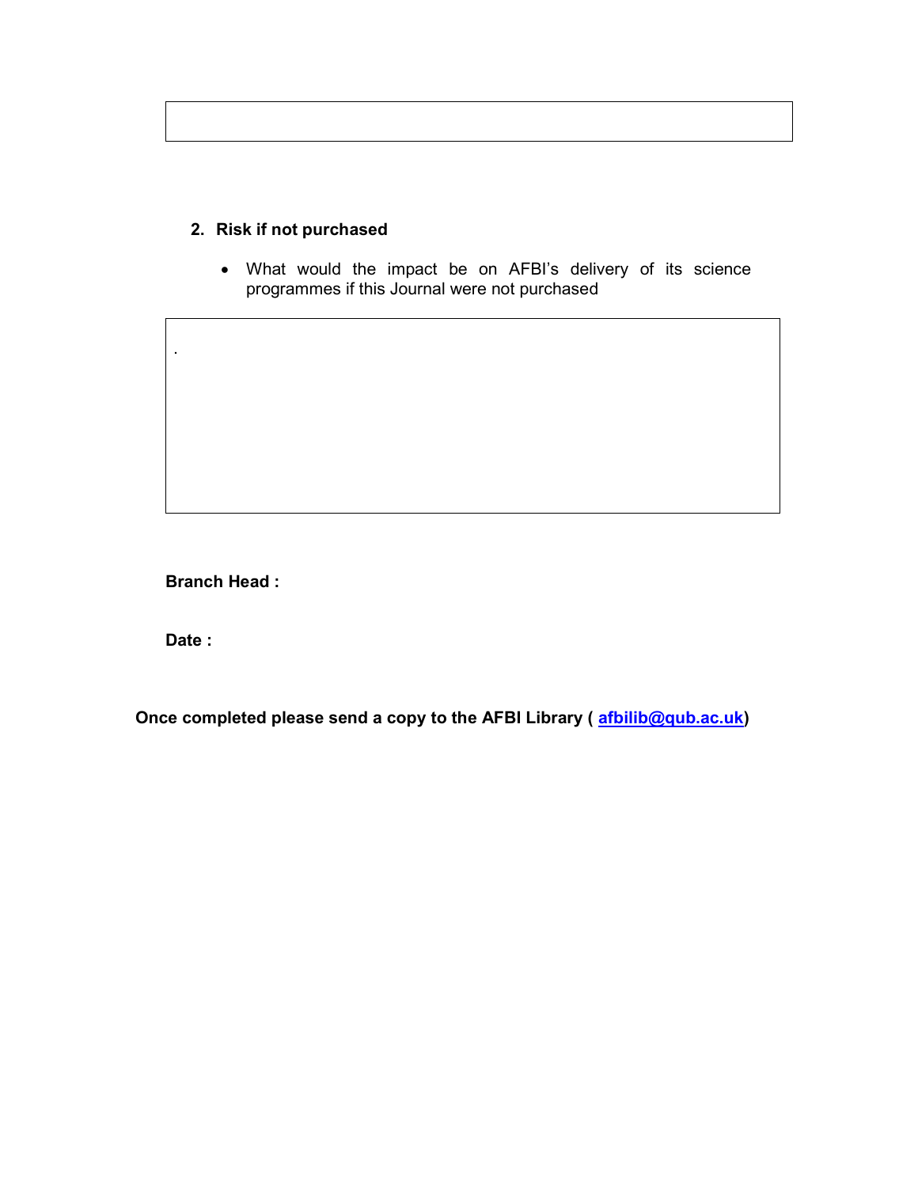2. **Risk if not purchased**

   - What would the impact be on AFBI's delivery of its science programmes if this Journal were not purchased

.

**Branch Head :**

**Date :**

**Once completed please send a copy to the AFBI Library ( afbilib@qub.ac.uk)**